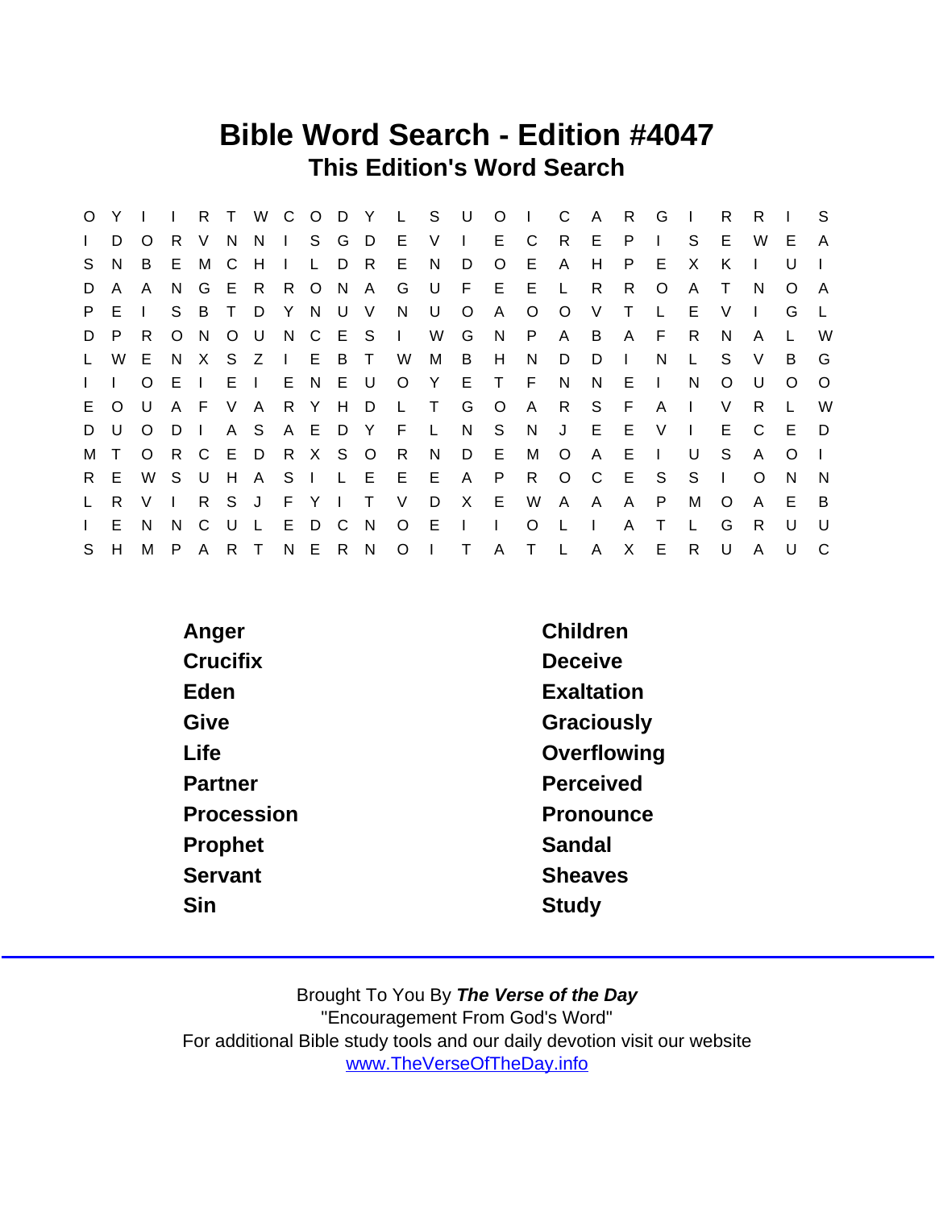# Bible Word Search - Edition #4047

## This Edition's Word Search

```
O Y I I R T W C O D Y L S U O I C A R G I R R I S
I D O R V N N I S G D E V I E C R E P I S E W E A
S N B E M C H I L D R E N D O E A H P E X K I U I
D A A N G E R R O N A G U F E E L R R O A T N O A
P E I S B T D Y N U V N U O A O O V T L E V I G L
D P R O N O U N C E S I W G N P A B A F R N A L W
L W E N X S Z I E B T W M B H N D D I N L S V B G
I I O E I E I E N E U O Y E T F N N E I N O U O O
E O U A F V A R Y H D L T G O A R S F A I V R L W
D U O D I A S A E D Y F L N S N J E E V I E C E D
M T O R C E D R X S O R N D E M O A E I U S A O I
R E W S U H A S I L E E E A P R O C E S S I O N N
L R V I R S J F Y I T V D X E W A A A P M O A E B
I E N N C U L E D C N O E I I O L I A T L G R U U
S H M P A R T N E R N O I T A T L A X E R U A U C
```

| | |
|---|---|
| Anger | Children |
| Crucifix | Deceive |
| Eden | Exaltation |
| Give | Graciously |
| Life | Overflowing |
| Partner | Perceived |
| Procession | Pronounce |
| Prophet | Sandal |
| Servant | Sheaves |
| Sin | Study |

Brought To You By ***The Verse of the Day***
"Encouragement From God's Word"
For additional Bible study tools and our daily devotion visit our website
www.TheVerseOfTheDay.info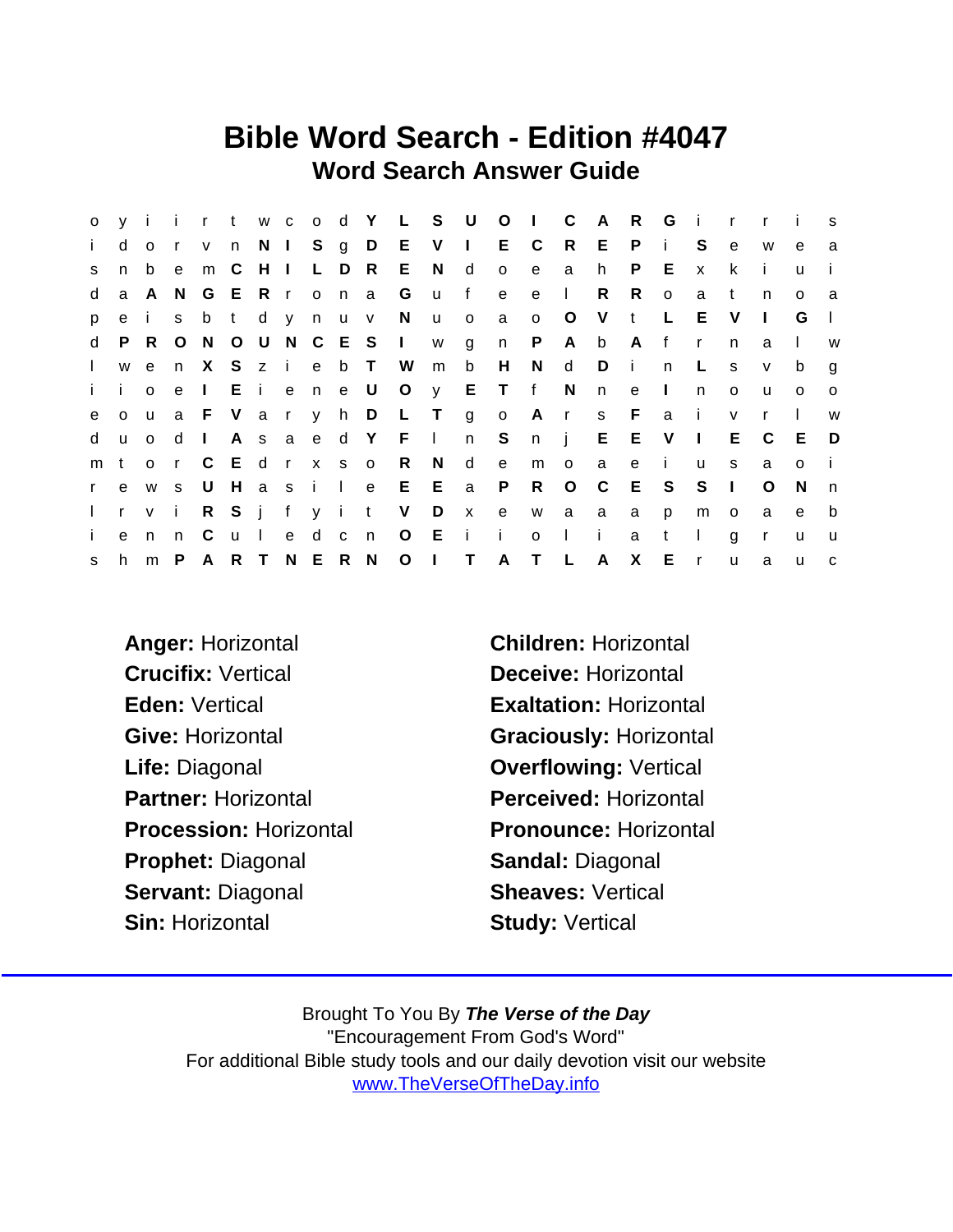# Bible Word Search - Edition #4047

## Word Search Answer Guide

```
o y i i r t w c o d Y L S U O I C A R G i r r i s
i d o r v n N I S g D E V I E C R E P i S e w e a
s n b e m C H I L D R E N d o e a h P E x k i u i
d a A N G E R r o n a G u f e e l R R o a t n o a
p e i s b t d y n u v N u o a o O V t L E V I G l
d P R O N O U N C E S I w g n P A b A f r n a l w
l w e n X S z i e b T W m b H N d D i n L s v b g
i i o e I E i e n e U O y E T f N n e I n o u o o
e o u a F V a r y h D L T g o A r s F a i v r l w
d u o d I A s a e d Y F l n S n j E E V I E C E D
m t o r C E d r x s o R N d e m o a e i u s a o i
r e w s U H a s i l e E E a P R O C E S S I O N n
l r v i R S j f y i t V D x e w a a a p m o a e b
i e n n C u l e d c n O E i i o l i a t l g r u u
s h m P A R T N E R N O I T A T L A X E r u a u c
```

**Anger:** Horizontal
**Children:** Horizontal
**Crucifix:** Vertical
**Deceive:** Horizontal
**Eden:** Vertical
**Exaltation:** Horizontal
**Give:** Horizontal
**Graciously:** Horizontal
**Life:** Diagonal
**Overflowing:** Vertical
**Partner:** Horizontal
**Perceived:** Horizontal
**Procession:** Horizontal
**Pronounce:** Horizontal
**Prophet:** Diagonal
**Sandal:** Diagonal
**Servant:** Diagonal
**Sheaves:** Vertical
**Sin:** Horizontal
**Study:** Vertical

Brought To You By ***The Verse of the Day***
"Encouragement From God's Word"
For additional Bible study tools and our daily devotion visit our website
www.TheVerseOfTheDay.info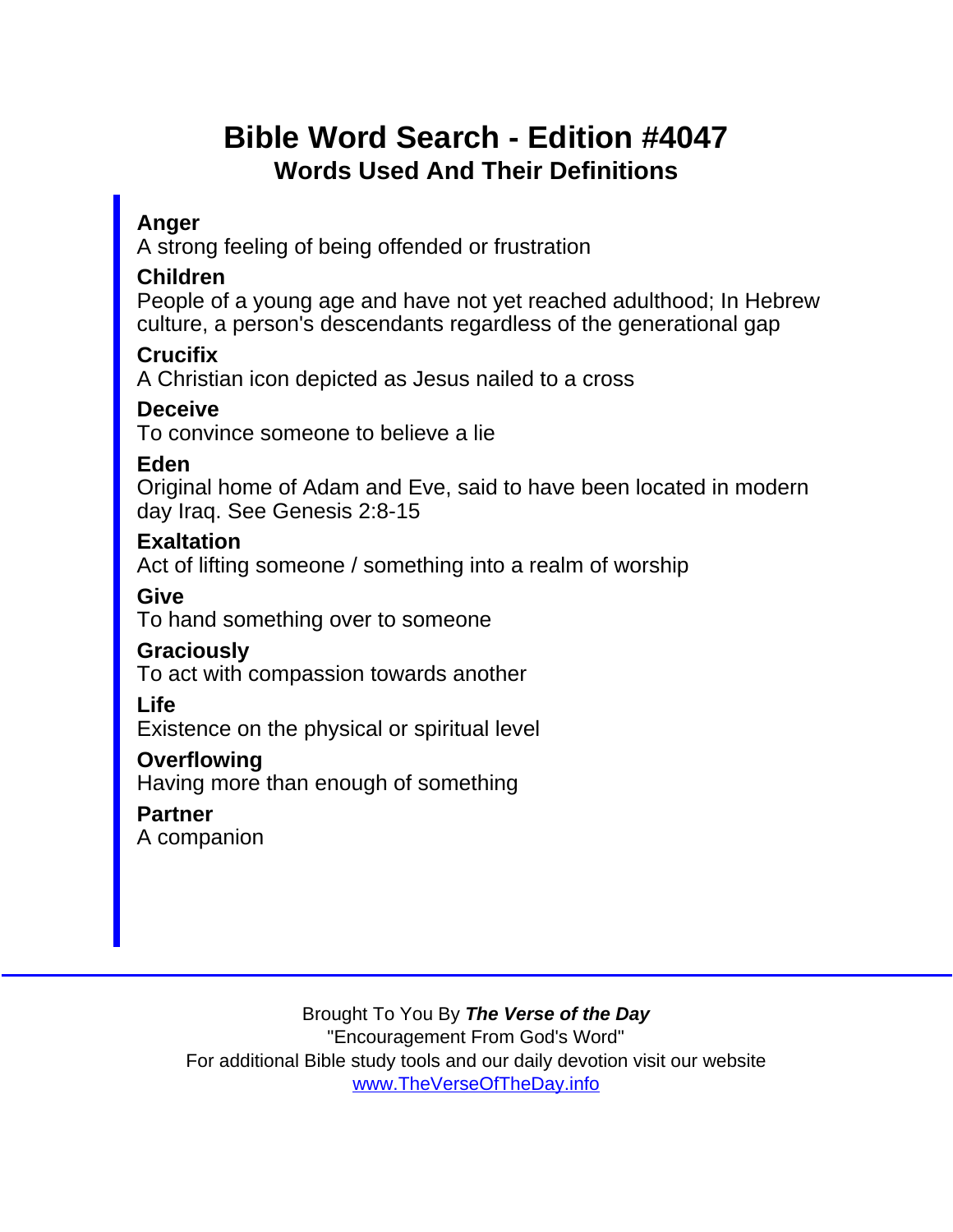# Bible Word Search - Edition #4047

## Words Used And Their Definitions

**Anger**
A strong feeling of being offended or frustration

**Children**
People of a young age and have not yet reached adulthood; In Hebrew culture, a person's descendants regardless of the generational gap

**Crucifix**
A Christian icon depicted as Jesus nailed to a cross

**Deceive**
To convince someone to believe a lie

**Eden**
Original home of Adam and Eve, said to have been located in modern day Iraq. See Genesis 2:8-15

**Exaltation**
Act of lifting someone / something into a realm of worship

**Give**
To hand something over to someone

**Graciously**
To act with compassion towards another

**Life**
Existence on the physical or spiritual level

**Overflowing**
Having more than enough of something

**Partner**
A companion

---

Brought To You By ***The Verse of the Day***
"Encouragement From God's Word"
For additional Bible study tools and our daily devotion visit our website
[www.TheVerseOfTheDay.info](http://www.TheVerseOfTheDay.info)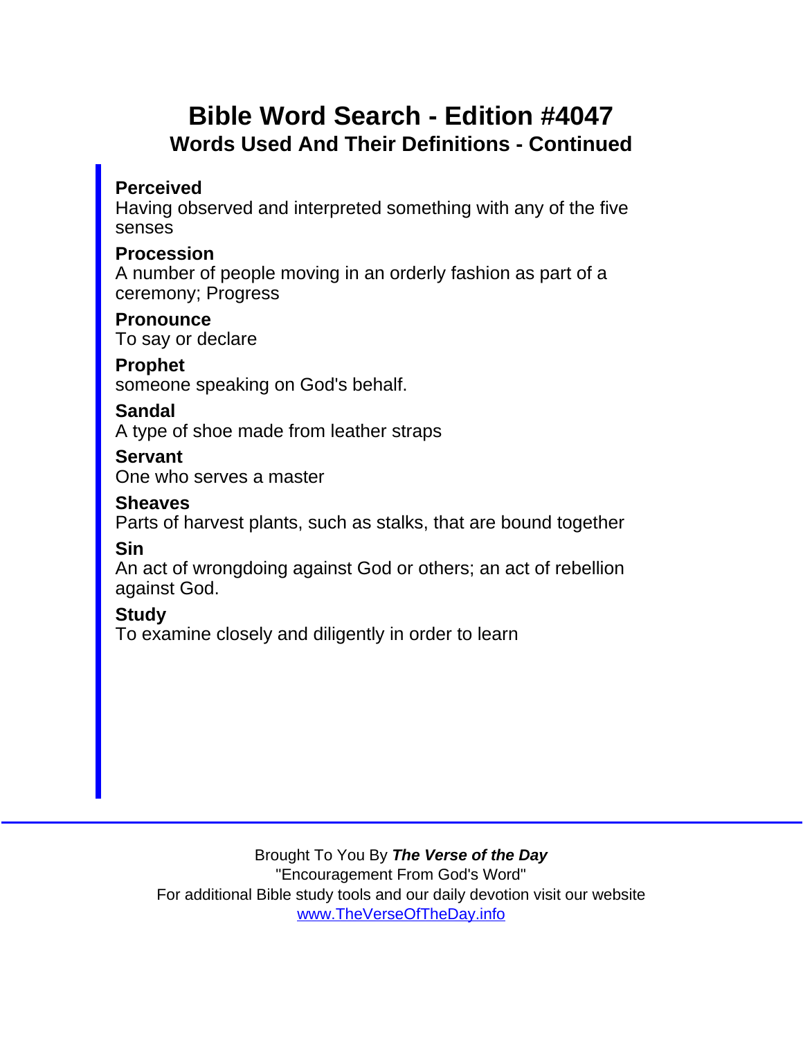# Bible Word Search - Edition #4047

## Words Used And Their Definitions - Continued

**Perceived**
Having observed and interpreted something with any of the five senses

**Procession**
A number of people moving in an orderly fashion as part of a ceremony; Progress

**Pronounce**
To say or declare

**Prophet**
someone speaking on God's behalf.

**Sandal**
A type of shoe made from leather straps

**Servant**
One who serves a master

**Sheaves**
Parts of harvest plants, such as stalks, that are bound together

**Sin**
An act of wrongdoing against God or others; an act of rebellion against God.

**Study**
To examine closely and diligently in order to learn

---

Brought To You By ***The Verse of the Day***
"Encouragement From God's Word"
For additional Bible study tools and our daily devotion visit our website
www.TheVerseOfTheDay.info